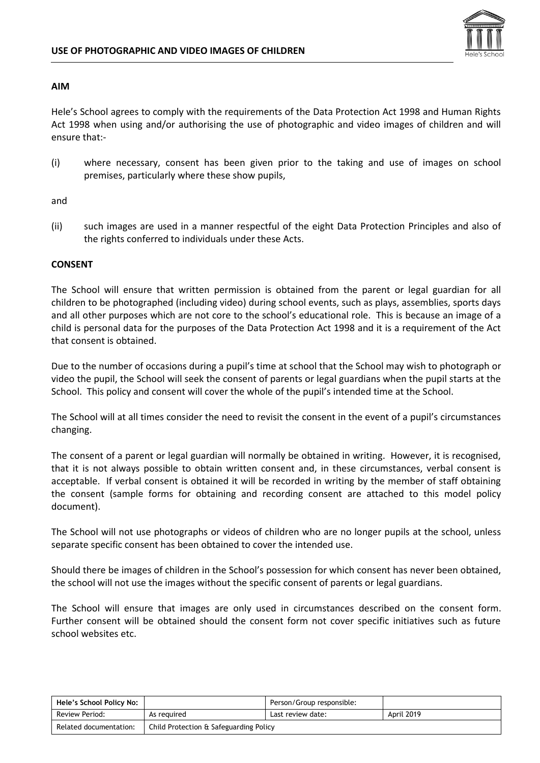# USE OF PHOTOGRAPHIC AND VIDEO IMAGES OF CHILDREN

**AIM**

Hele's School agrees to comply with the requirements of the Data Protection Act 1998 and Human Rights Act 1998 when using and/or authorising the use of photographic and video images of children and will ensure that:-

(i) where necessary, consent has been given prior to the taking and use of images on school premises, particularly where these show pupils,

and

(ii) such images are used in a manner respectful of the eight Data Protection Principles and also of the rights conferred to individuals under these Acts.

**CONSENT**

The School will ensure that written permission is obtained from the parent or legal guardian for all children to be photographed (including video) during school events, such as plays, assemblies, sports days and all other purposes which are not core to the school's educational role. This is because an image of a child is personal data for the purposes of the Data Protection Act 1998 and it is a requirement of the Act that consent is obtained.

Due to the number of occasions during a pupil's time at school that the School may wish to photograph or video the pupil, the School will seek the consent of parents or legal guardians when the pupil starts at the School. This policy and consent will cover the whole of the pupil's intended time at the School.

The School will at all times consider the need to revisit the consent in the event of a pupil's circumstances changing.

The consent of a parent or legal guardian will normally be obtained in writing. However, it is recognised, that it is not always possible to obtain written consent and, in these circumstances, verbal consent is acceptable. If verbal consent is obtained it will be recorded in writing by the member of staff obtaining the consent (sample forms for obtaining and recording consent are attached to this model policy document).

The School will not use photographs or videos of children who are no longer pupils at the school, unless separate specific consent has been obtained to cover the intended use.

Should there be images of children in the School's possession for which consent has never been obtained, the school will not use the images without the specific consent of parents or legal guardians.

The School will ensure that images are only used in circumstances described on the consent form. Further consent will be obtained should the consent form not cover specific initiatives such as future school websites etc.

| Hele's School Policy No: | | Person/Group responsible: | |
| --- | --- | --- | --- |
| Review Period: | As required | Last review date: | April 2019 |
| Related documentation: | Child Protection & Safeguarding Policy | | |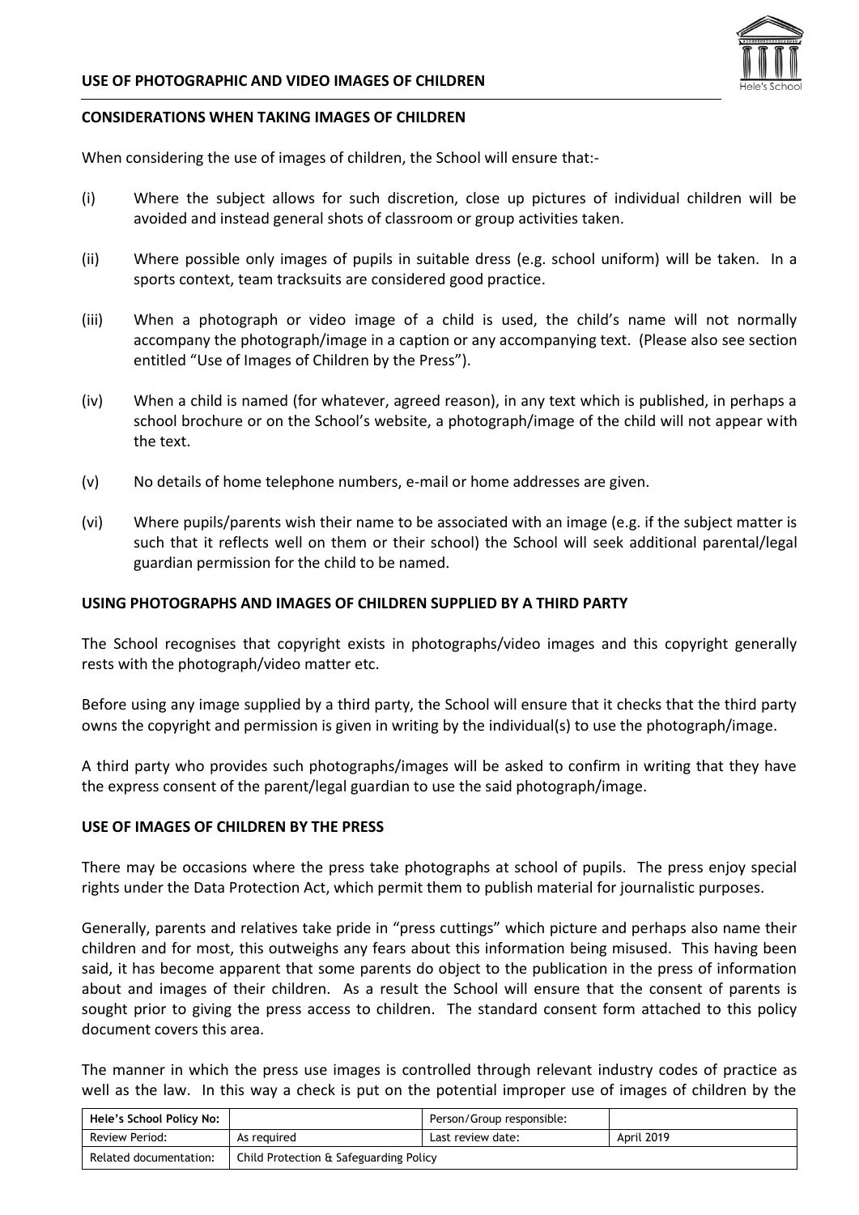## CONSIDERATIONS WHEN TAKING IMAGES OF CHILDREN

When considering the use of images of children, the School will ensure that:-

(i) Where the subject allows for such discretion, close up pictures of individual children will be avoided and instead general shots of classroom or group activities taken.

(ii) Where possible only images of pupils in suitable dress (e.g. school uniform) will be taken. In a sports context, team tracksuits are considered good practice.

(iii) When a photograph or video image of a child is used, the child's name will not normally accompany the photograph/image in a caption or any accompanying text. (Please also see section entitled "Use of Images of Children by the Press").

(iv) When a child is named (for whatever, agreed reason), in any text which is published, in perhaps a school brochure or on the School's website, a photograph/image of the child will not appear with the text.

(v) No details of home telephone numbers, e-mail or home addresses are given.

(vi) Where pupils/parents wish their name to be associated with an image (e.g. if the subject matter is such that it reflects well on them or their school) the School will seek additional parental/legal guardian permission for the child to be named.

## USING PHOTOGRAPHS AND IMAGES OF CHILDREN SUPPLIED BY A THIRD PARTY

The School recognises that copyright exists in photographs/video images and this copyright generally rests with the photograph/video matter etc.

Before using any image supplied by a third party, the School will ensure that it checks that the third party owns the copyright and permission is given in writing by the individual(s) to use the photograph/image.

A third party who provides such photographs/images will be asked to confirm in writing that they have the express consent of the parent/legal guardian to use the said photograph/image.

## USE OF IMAGES OF CHILDREN BY THE PRESS

There may be occasions where the press take photographs at school of pupils. The press enjoy special rights under the Data Protection Act, which permit them to publish material for journalistic purposes.

Generally, parents and relatives take pride in "press cuttings" which picture and perhaps also name their children and for most, this outweighs any fears about this information being misused. This having been said, it has become apparent that some parents do object to the publication in the press of information about and images of their children. As a result the School will ensure that the consent of parents is sought prior to giving the press access to children. The standard consent form attached to this policy document covers this area.

The manner in which the press use images is controlled through relevant industry codes of practice as well as the law. In this way a check is put on the potential improper use of images of children by the

| Hele's School Policy No: | | Person/Group responsible: | |
|---|---|---|---|
| Review Period: | As required | Last review date: | April 2019 |
| Related documentation: | Child Protection & Safeguarding Policy | | |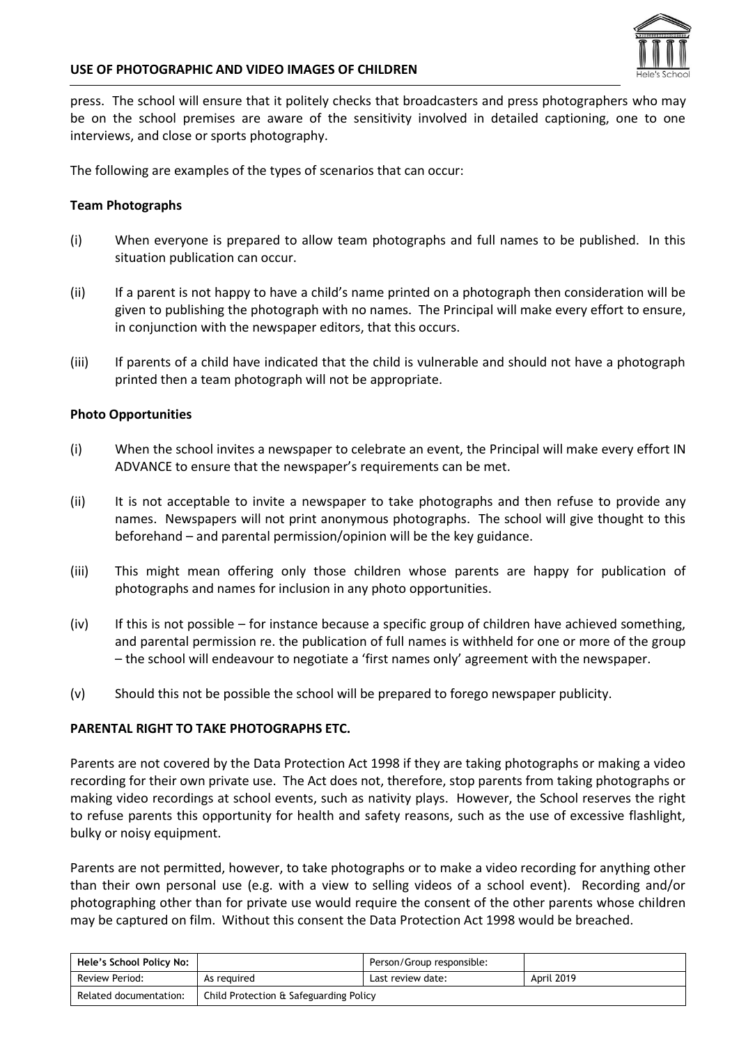press. The school will ensure that it politely checks that broadcasters and press photographers who may be on the school premises are aware of the sensitivity involved in detailed captioning, one to one interviews, and close or sports photography.

The following are examples of the types of scenarios that can occur:

**Team Photographs**

(i) When everyone is prepared to allow team photographs and full names to be published. In this situation publication can occur.

(ii) If a parent is not happy to have a child's name printed on a photograph then consideration will be given to publishing the photograph with no names. The Principal will make every effort to ensure, in conjunction with the newspaper editors, that this occurs.

(iii) If parents of a child have indicated that the child is vulnerable and should not have a photograph printed then a team photograph will not be appropriate.

**Photo Opportunities**

(i) When the school invites a newspaper to celebrate an event, the Principal will make every effort IN ADVANCE to ensure that the newspaper's requirements can be met.

(ii) It is not acceptable to invite a newspaper to take photographs and then refuse to provide any names. Newspapers will not print anonymous photographs. The school will give thought to this beforehand – and parental permission/opinion will be the key guidance.

(iii) This might mean offering only those children whose parents are happy for publication of photographs and names for inclusion in any photo opportunities.

(iv) If this is not possible – for instance because a specific group of children have achieved something, and parental permission re. the publication of full names is withheld for one or more of the group – the school will endeavour to negotiate a 'first names only' agreement with the newspaper.

(v) Should this not be possible the school will be prepared to forego newspaper publicity.

**PARENTAL RIGHT TO TAKE PHOTOGRAPHS ETC.**

Parents are not covered by the Data Protection Act 1998 if they are taking photographs or making a video recording for their own private use. The Act does not, therefore, stop parents from taking photographs or making video recordings at school events, such as nativity plays. However, the School reserves the right to refuse parents this opportunity for health and safety reasons, such as the use of excessive flashlight, bulky or noisy equipment.

Parents are not permitted, however, to take photographs or to make a video recording for anything other than their own personal use (e.g. with a view to selling videos of a school event). Recording and/or photographing other than for private use would require the consent of the other parents whose children may be captured on film. Without this consent the Data Protection Act 1998 would be breached.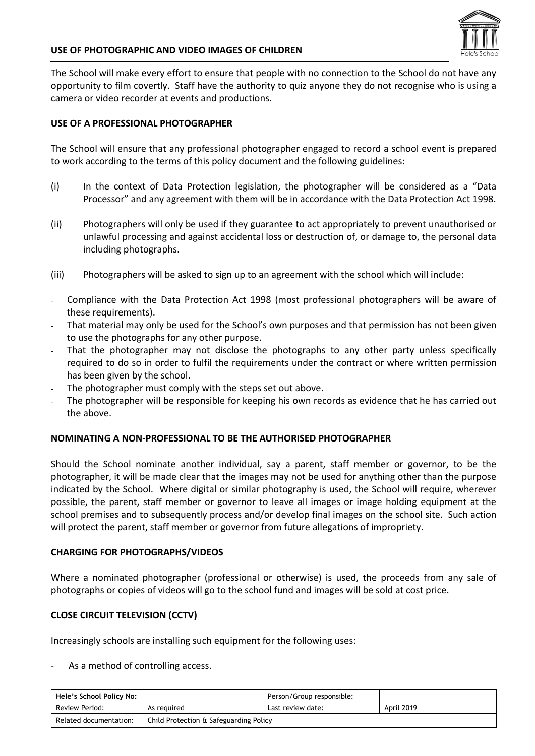The School will make every effort to ensure that people with no connection to the School do not have any opportunity to film covertly. Staff have the authority to quiz anyone they do not recognise who is using a camera or video recorder at events and productions.

## USE OF A PROFESSIONAL PHOTOGRAPHER

The School will ensure that any professional photographer engaged to record a school event is prepared to work according to the terms of this policy document and the following guidelines:

(i) In the context of Data Protection legislation, the photographer will be considered as a "Data Processor" and any agreement with them will be in accordance with the Data Protection Act 1998.

(ii) Photographers will only be used if they guarantee to act appropriately to prevent unauthorised or unlawful processing and against accidental loss or destruction of, or damage to, the personal data including photographs.

(iii) Photographers will be asked to sign up to an agreement with the school which will include:

- Compliance with the Data Protection Act 1998 (most professional photographers will be aware of these requirements).
- That material may only be used for the School's own purposes and that permission has not been given to use the photographs for any other purpose.
- That the photographer may not disclose the photographs to any other party unless specifically required to do so in order to fulfil the requirements under the contract or where written permission has been given by the school.
- The photographer must comply with the steps set out above.
- The photographer will be responsible for keeping his own records as evidence that he has carried out the above.

## NOMINATING A NON-PROFESSIONAL TO BE THE AUTHORISED PHOTOGRAPHER

Should the School nominate another individual, say a parent, staff member or governor, to be the photographer, it will be made clear that the images may not be used for anything other than the purpose indicated by the School. Where digital or similar photography is used, the School will require, wherever possible, the parent, staff member or governor to leave all images or image holding equipment at the school premises and to subsequently process and/or develop final images on the school site. Such action will protect the parent, staff member or governor from future allegations of impropriety.

## CHARGING FOR PHOTOGRAPHS/VIDEOS

Where a nominated photographer (professional or otherwise) is used, the proceeds from any sale of photographs or copies of videos will go to the school fund and images will be sold at cost price.

## CLOSE CIRCUIT TELEVISION (CCTV)

Increasingly schools are installing such equipment for the following uses:

- As a method of controlling access.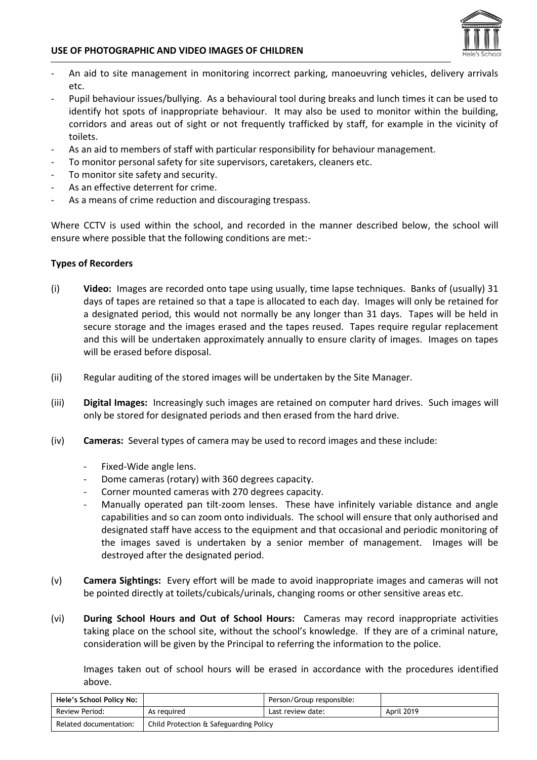- An aid to site management in monitoring incorrect parking, manoeuvring vehicles, delivery arrivals etc.
- Pupil behaviour issues/bullying. As a behavioural tool during breaks and lunch times it can be used to identify hot spots of inappropriate behaviour. It may also be used to monitor within the building, corridors and areas out of sight or not frequently trafficked by staff, for example in the vicinity of toilets.
- As an aid to members of staff with particular responsibility for behaviour management.
- To monitor personal safety for site supervisors, caretakers, cleaners etc.
- To monitor site safety and security.
- As an effective deterrent for crime.
- As a means of crime reduction and discouraging trespass.

Where CCTV is used within the school, and recorded in the manner described below, the school will ensure where possible that the following conditions are met:-

**Types of Recorders**

(i) **Video:** Images are recorded onto tape using usually, time lapse techniques. Banks of (usually) 31 days of tapes are retained so that a tape is allocated to each day. Images will only be retained for a designated period, this would not normally be any longer than 31 days. Tapes will be held in secure storage and the images erased and the tapes reused. Tapes require regular replacement and this will be undertaken approximately annually to ensure clarity of images. Images on tapes will be erased before disposal.

(ii) Regular auditing of the stored images will be undertaken by the Site Manager.

(iii) **Digital Images:** Increasingly such images are retained on computer hard drives. Such images will only be stored for designated periods and then erased from the hard drive.

(iv) **Cameras:** Several types of camera may be used to record images and these include:

- Fixed-Wide angle lens.
- Dome cameras (rotary) with 360 degrees capacity.
- Corner mounted cameras with 270 degrees capacity.
- Manually operated pan tilt-zoom lenses. These have infinitely variable distance and angle capabilities and so can zoom onto individuals. The school will ensure that only authorised and designated staff have access to the equipment and that occasional and periodic monitoring of the images saved is undertaken by a senior member of management. Images will be destroyed after the designated period.

(v) **Camera Sightings:** Every effort will be made to avoid inappropriate images and cameras will not be pointed directly at toilets/cubicals/urinals, changing rooms or other sensitive areas etc.

(vi) **During School Hours and Out of School Hours:** Cameras may record inappropriate activities taking place on the school site, without the school's knowledge. If they are of a criminal nature, consideration will be given by the Principal to referring the information to the police.

Images taken out of school hours will be erased in accordance with the procedures identified above.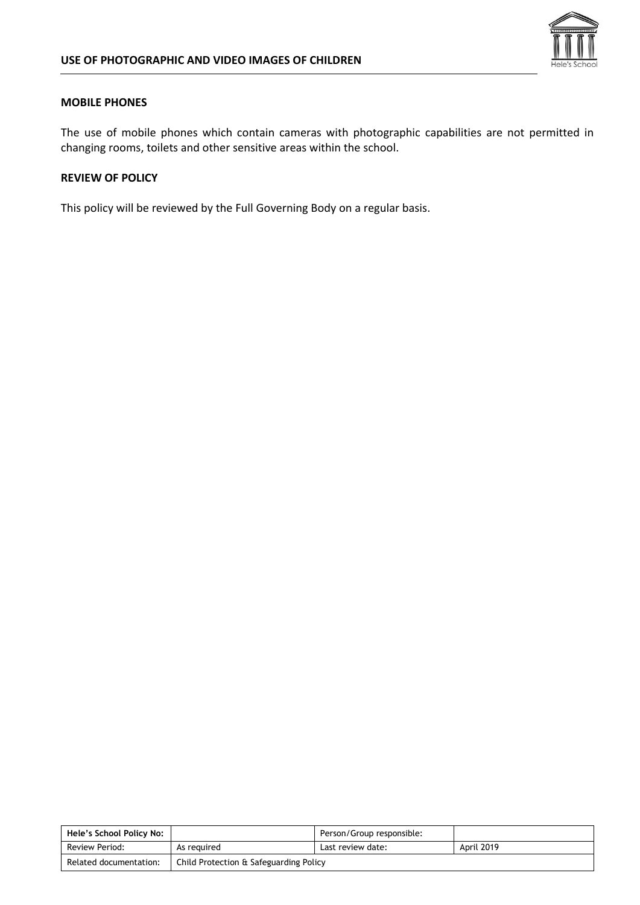## MOBILE PHONES

The use of mobile phones which contain cameras with photographic capabilities are not permitted in changing rooms, toilets and other sensitive areas within the school.

## REVIEW OF POLICY

This policy will be reviewed by the Full Governing Body on a regular basis.

| | | | |
|---|---|---|---|
| **Hele's School Policy No:** | | Person/Group responsible: | |
| Review Period: | As required | Last review date: | April 2019 |
| Related documentation: | Child Protection & Safeguarding Policy | | |